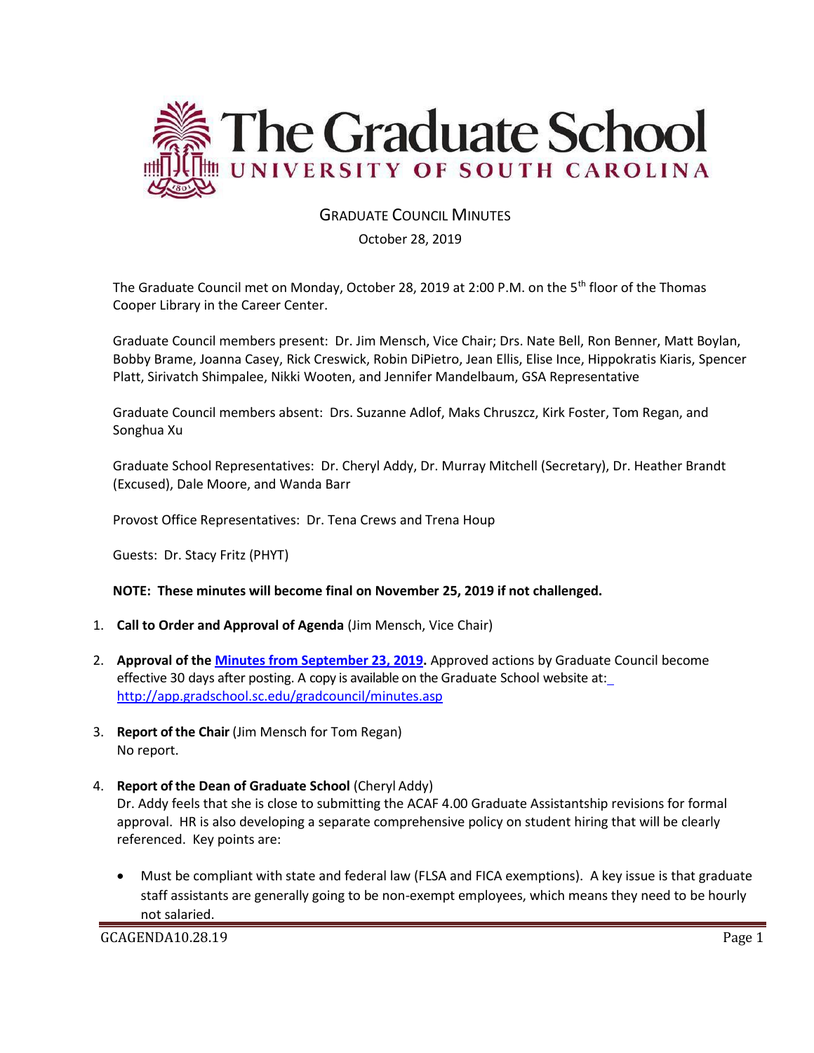# The Graduate School
## UNIVERSITY OF SOUTH CAROLINA

GRADUATE COUNCIL MINUTES

October 28, 2019

The Graduate Council met on Monday, October 28, 2019 at 2:00 P.M. on the 5th floor of the Thomas Cooper Library in the Career Center.

Graduate Council members present: Dr. Jim Mensch, Vice Chair; Drs. Nate Bell, Ron Benner, Matt Boylan, Bobby Brame, Joanna Casey, Rick Creswick, Robin DiPietro, Jean Ellis, Elise Ince, Hippokratis Kiaris, Spencer Platt, Sirivatch Shimpalee, Nikki Wooten, and Jennifer Mandelbaum, GSA Representative

Graduate Council members absent: Drs. Suzanne Adlof, Maks Chruszcz, Kirk Foster, Tom Regan, and Songhua Xu

Graduate School Representatives: Dr. Cheryl Addy, Dr. Murray Mitchell (Secretary), Dr. Heather Brandt (Excused), Dale Moore, and Wanda Barr

Provost Office Representatives: Dr. Tena Crews and Trena Houp

Guests: Dr. Stacy Fritz (PHYT)

**NOTE: These minutes will become final on November 25, 2019 if not challenged.**

1. **Call to Order and Approval of Agenda** (Jim Mensch, Vice Chair)

2. **Approval of the [Minutes from September 23, 2019](http://app.gradschool.sc.edu/gradcouncil/minutes.asp).** Approved actions by Graduate Council become effective 30 days after posting. A copy is available on the Graduate School website at: http://app.gradschool.sc.edu/gradcouncil/minutes.asp

3. **Report of the Chair** (Jim Mensch for Tom Regan)
   No report.

4. **Report of the Dean of Graduate School** (Cheryl Addy)
   Dr. Addy feels that she is close to submitting the ACAF 4.00 Graduate Assistantship revisions for formal approval. HR is also developing a separate comprehensive policy on student hiring that will be clearly referenced. Key points are:

   - Must be compliant with state and federal law (FLSA and FICA exemptions). A key issue is that graduate staff assistants are generally going to be non-exempt employees, which means they need to be hourly not salaried.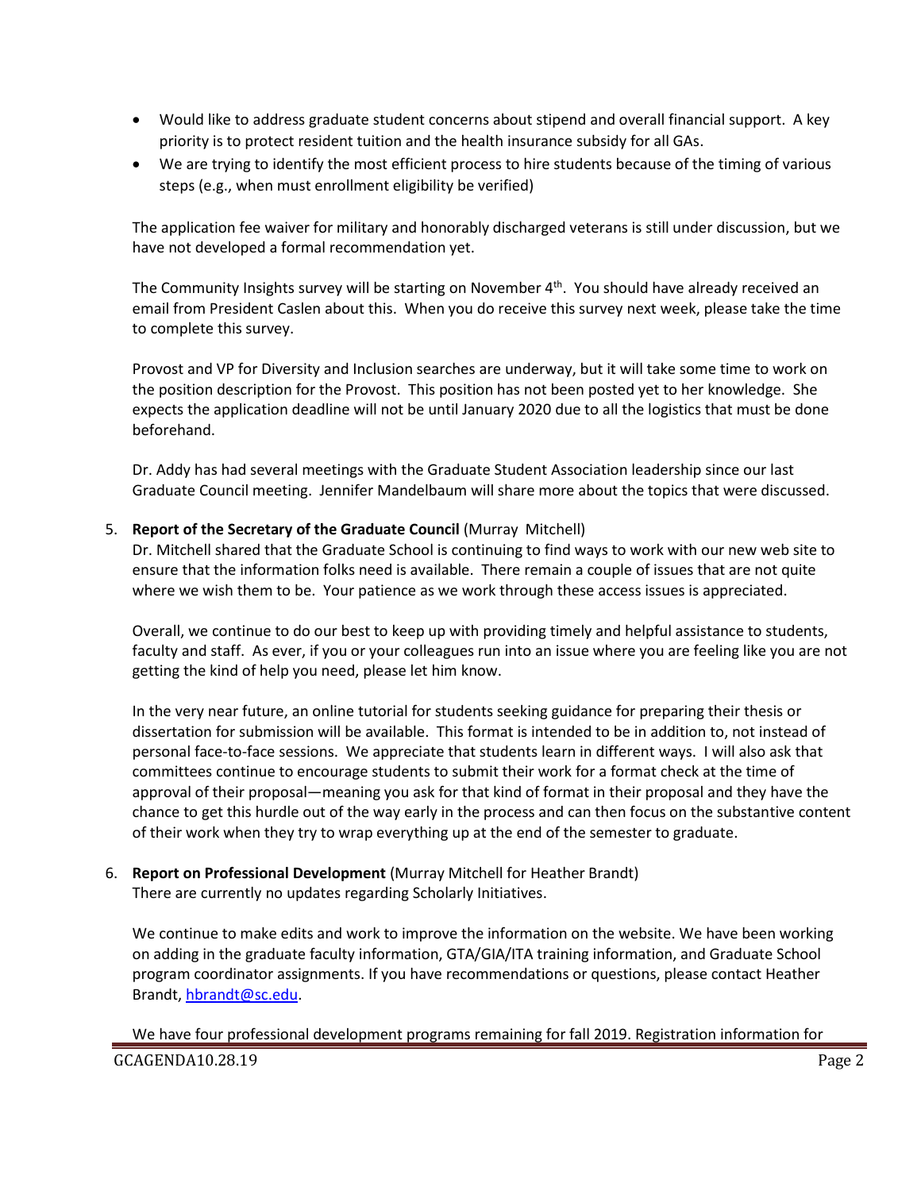- Would like to address graduate student concerns about stipend and overall financial support. A key priority is to protect resident tuition and the health insurance subsidy for all GAs.
- We are trying to identify the most efficient process to hire students because of the timing of various steps (e.g., when must enrollment eligibility be verified)

The application fee waiver for military and honorably discharged veterans is still under discussion, but we have not developed a formal recommendation yet.

The Community Insights survey will be starting on November 4th. You should have already received an email from President Caslen about this. When you do receive this survey next week, please take the time to complete this survey.

Provost and VP for Diversity and Inclusion searches are underway, but it will take some time to work on the position description for the Provost. This position has not been posted yet to her knowledge. She expects the application deadline will not be until January 2020 due to all the logistics that must be done beforehand.

Dr. Addy has had several meetings with the Graduate Student Association leadership since our last Graduate Council meeting. Jennifer Mandelbaum will share more about the topics that were discussed.

5. **Report of the Secretary of the Graduate Council** (Murray Mitchell)

   Dr. Mitchell shared that the Graduate School is continuing to find ways to work with our new web site to ensure that the information folks need is available. There remain a couple of issues that are not quite where we wish them to be. Your patience as we work through these access issues is appreciated.

   Overall, we continue to do our best to keep up with providing timely and helpful assistance to students, faculty and staff. As ever, if you or your colleagues run into an issue where you are feeling like you are not getting the kind of help you need, please let him know.

   In the very near future, an online tutorial for students seeking guidance for preparing their thesis or dissertation for submission will be available. This format is intended to be in addition to, not instead of personal face-to-face sessions. We appreciate that students learn in different ways. I will also ask that committees continue to encourage students to submit their work for a format check at the time of approval of their proposal—meaning you ask for that kind of format in their proposal and they have the chance to get this hurdle out of the way early in the process and can then focus on the substantive content of their work when they try to wrap everything up at the end of the semester to graduate.

6. **Report on Professional Development** (Murray Mitchell for Heather Brandt)

   There are currently no updates regarding Scholarly Initiatives.

   We continue to make edits and work to improve the information on the website. We have been working on adding in the graduate faculty information, GTA/GIA/ITA training information, and Graduate School program coordinator assignments. If you have recommendations or questions, please contact Heather Brandt, [hbrandt@sc.edu](mailto:hbrandt@sc.edu).

   We have four professional development programs remaining for fall 2019. Registration information for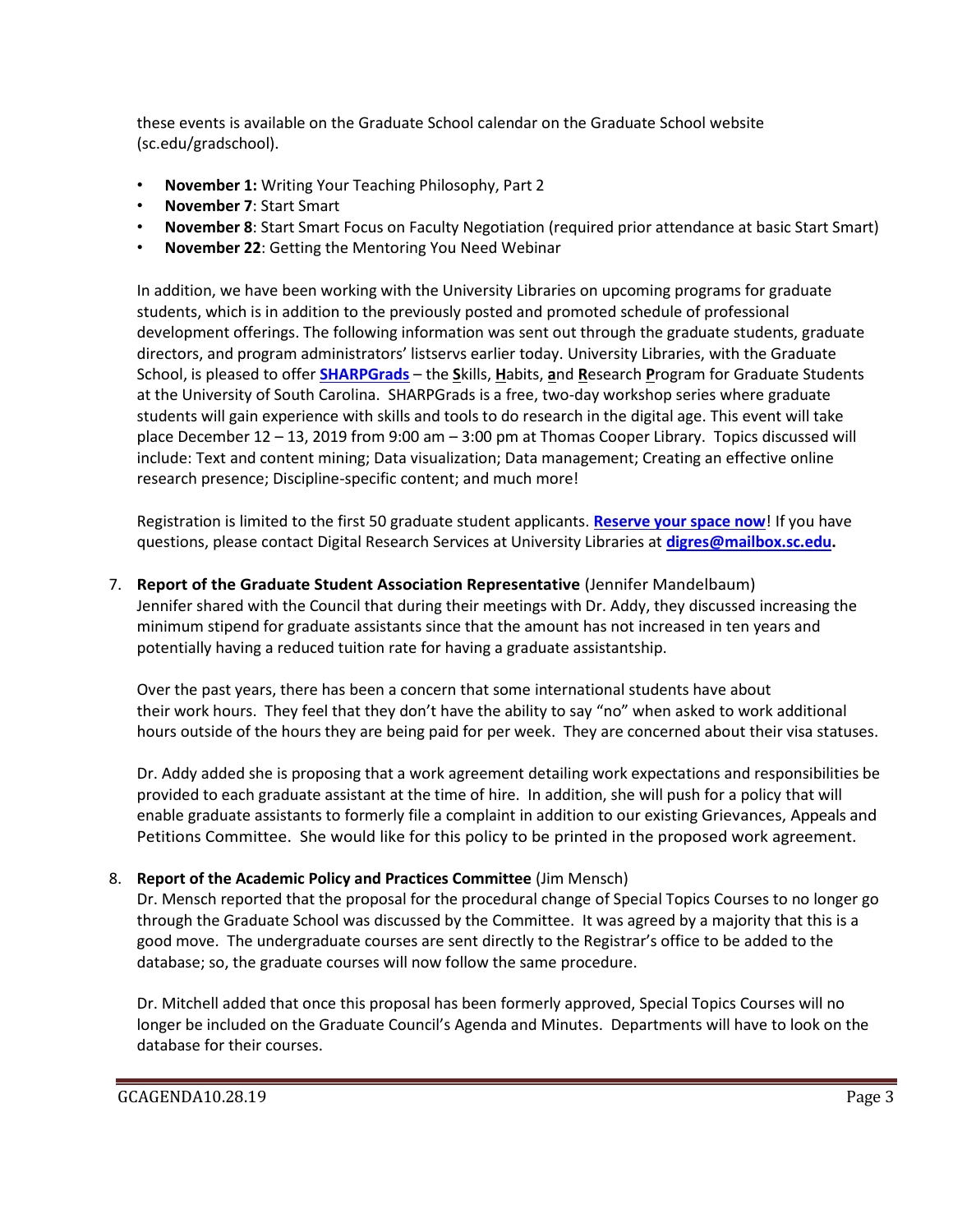these events is available on the Graduate School calendar on the Graduate School website (sc.edu/gradschool).

- **November 1:** Writing Your Teaching Philosophy, Part 2
- **November 7**: Start Smart
- **November 8**: Start Smart Focus on Faculty Negotiation (required prior attendance at basic Start Smart)
- **November 22**: Getting the Mentoring You Need Webinar

In addition, we have been working with the University Libraries on upcoming programs for graduate students, which is in addition to the previously posted and promoted schedule of professional development offerings. The following information was sent out through the graduate students, graduate directors, and program administrators' listservs earlier today. University Libraries, with the Graduate School, is pleased to offer **SHARPGrads** – the **S**kills, **H**abits, **a**nd **R**esearch **P**rogram for Graduate Students at the University of South Carolina. SHARPGrads is a free, two-day workshop series where graduate students will gain experience with skills and tools to do research in the digital age. This event will take place December 12 – 13, 2019 from 9:00 am – 3:00 pm at Thomas Cooper Library. Topics discussed will include: Text and content mining; Data visualization; Data management; Creating an effective online research presence; Discipline-specific content; and much more!

Registration is limited to the first 50 graduate student applicants. **Reserve your space now**! If you have questions, please contact Digital Research Services at University Libraries at **digres@mailbox.sc.edu.**

7. **Report of the Graduate Student Association Representative** (Jennifer Mandelbaum)
   Jennifer shared with the Council that during their meetings with Dr. Addy, they discussed increasing the minimum stipend for graduate assistants since that the amount has not increased in ten years and potentially having a reduced tuition rate for having a graduate assistantship.

   Over the past years, there has been a concern that some international students have about their work hours. They feel that they don't have the ability to say "no" when asked to work additional hours outside of the hours they are being paid for per week. They are concerned about their visa statuses.

   Dr. Addy added she is proposing that a work agreement detailing work expectations and responsibilities be provided to each graduate assistant at the time of hire. In addition, she will push for a policy that will enable graduate assistants to formerly file a complaint in addition to our existing Grievances, Appeals and Petitions Committee. She would like for this policy to be printed in the proposed work agreement.

8. **Report of the Academic Policy and Practices Committee** (Jim Mensch)
   Dr. Mensch reported that the proposal for the procedural change of Special Topics Courses to no longer go through the Graduate School was discussed by the Committee. It was agreed by a majority that this is a good move. The undergraduate courses are sent directly to the Registrar's office to be added to the database; so, the graduate courses will now follow the same procedure.

   Dr. Mitchell added that once this proposal has been formerly approved, Special Topics Courses will no longer be included on the Graduate Council's Agenda and Minutes. Departments will have to look on the database for their courses.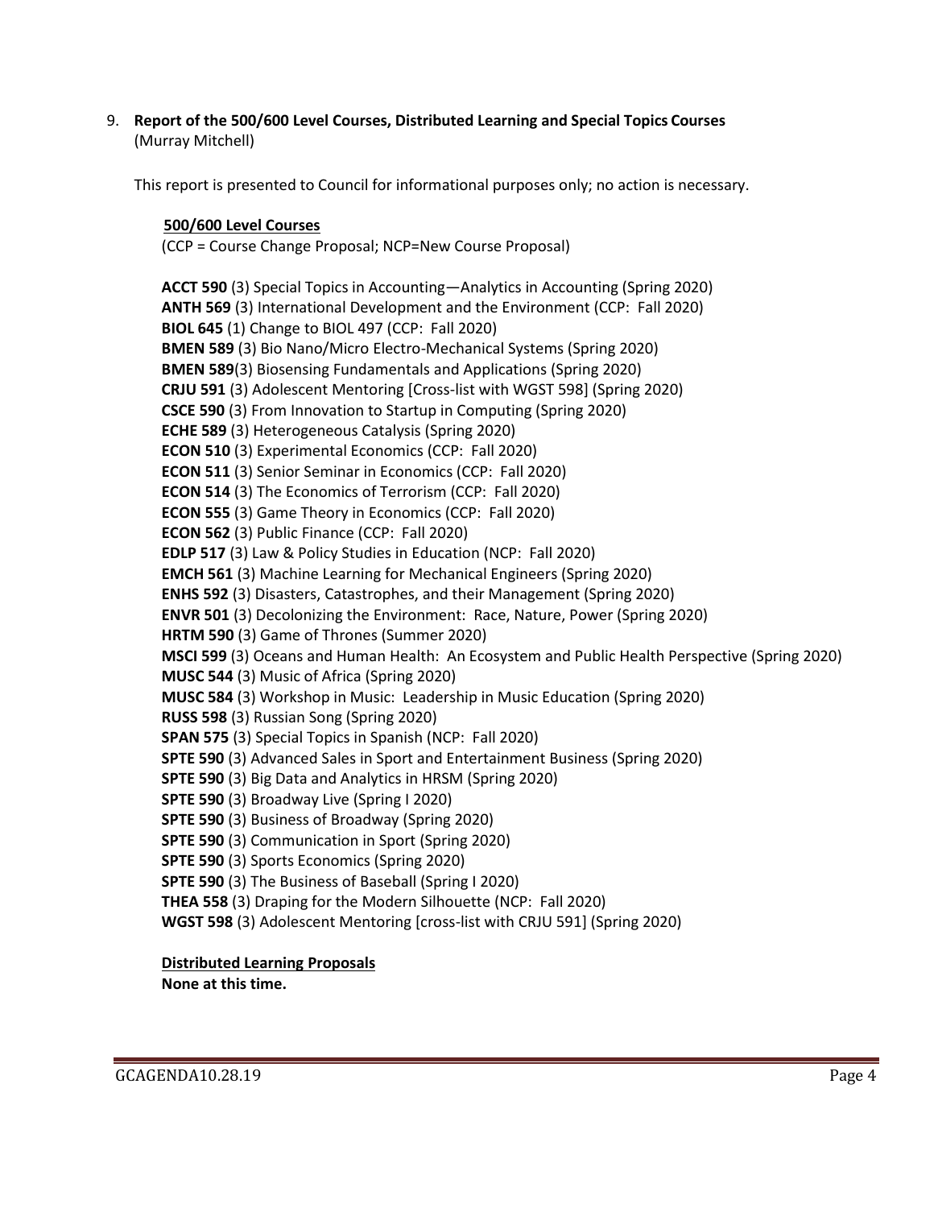9. **Report of the 500/600 Level Courses, Distributed Learning and Special Topics Courses** (Murray Mitchell)

This report is presented to Council for informational purposes only; no action is necessary.

**500/600 Level Courses**

(CCP = Course Change Proposal; NCP=New Course Proposal)

**ACCT 590** (3) Special Topics in Accounting—Analytics in Accounting (Spring 2020)
**ANTH 569** (3) International Development and the Environment (CCP: Fall 2020)
**BIOL 645** (1) Change to BIOL 497 (CCP: Fall 2020)
**BMEN 589** (3) Bio Nano/Micro Electro-Mechanical Systems (Spring 2020)
**BMEN 589**(3) Biosensing Fundamentals and Applications (Spring 2020)
**CRJU 591** (3) Adolescent Mentoring [Cross-list with WGST 598] (Spring 2020)
**CSCE 590** (3) From Innovation to Startup in Computing (Spring 2020)
**ECHE 589** (3) Heterogeneous Catalysis (Spring 2020)
**ECON 510** (3) Experimental Economics (CCP: Fall 2020)
**ECON 511** (3) Senior Seminar in Economics (CCP: Fall 2020)
**ECON 514** (3) The Economics of Terrorism (CCP: Fall 2020)
**ECON 555** (3) Game Theory in Economics (CCP: Fall 2020)
**ECON 562** (3) Public Finance (CCP: Fall 2020)
**EDLP 517** (3) Law & Policy Studies in Education (NCP: Fall 2020)
**EMCH 561** (3) Machine Learning for Mechanical Engineers (Spring 2020)
**ENHS 592** (3) Disasters, Catastrophes, and their Management (Spring 2020)
**ENVR 501** (3) Decolonizing the Environment: Race, Nature, Power (Spring 2020)
**HRTM 590** (3) Game of Thrones (Summer 2020)
**MSCI 599** (3) Oceans and Human Health: An Ecosystem and Public Health Perspective (Spring 2020)
**MUSC 544** (3) Music of Africa (Spring 2020)
**MUSC 584** (3) Workshop in Music: Leadership in Music Education (Spring 2020)
**RUSS 598** (3) Russian Song (Spring 2020)
**SPAN 575** (3) Special Topics in Spanish (NCP: Fall 2020)
**SPTE 590** (3) Advanced Sales in Sport and Entertainment Business (Spring 2020)
**SPTE 590** (3) Big Data and Analytics in HRSM (Spring 2020)
**SPTE 590** (3) Broadway Live (Spring I 2020)
**SPTE 590** (3) Business of Broadway (Spring 2020)
**SPTE 590** (3) Communication in Sport (Spring 2020)
**SPTE 590** (3) Sports Economics (Spring 2020)
**SPTE 590** (3) The Business of Baseball (Spring I 2020)
**THEA 558** (3) Draping for the Modern Silhouette (NCP: Fall 2020)
**WGST 598** (3) Adolescent Mentoring [cross-list with CRJU 591] (Spring 2020)

**Distributed Learning Proposals**

**None at this time.**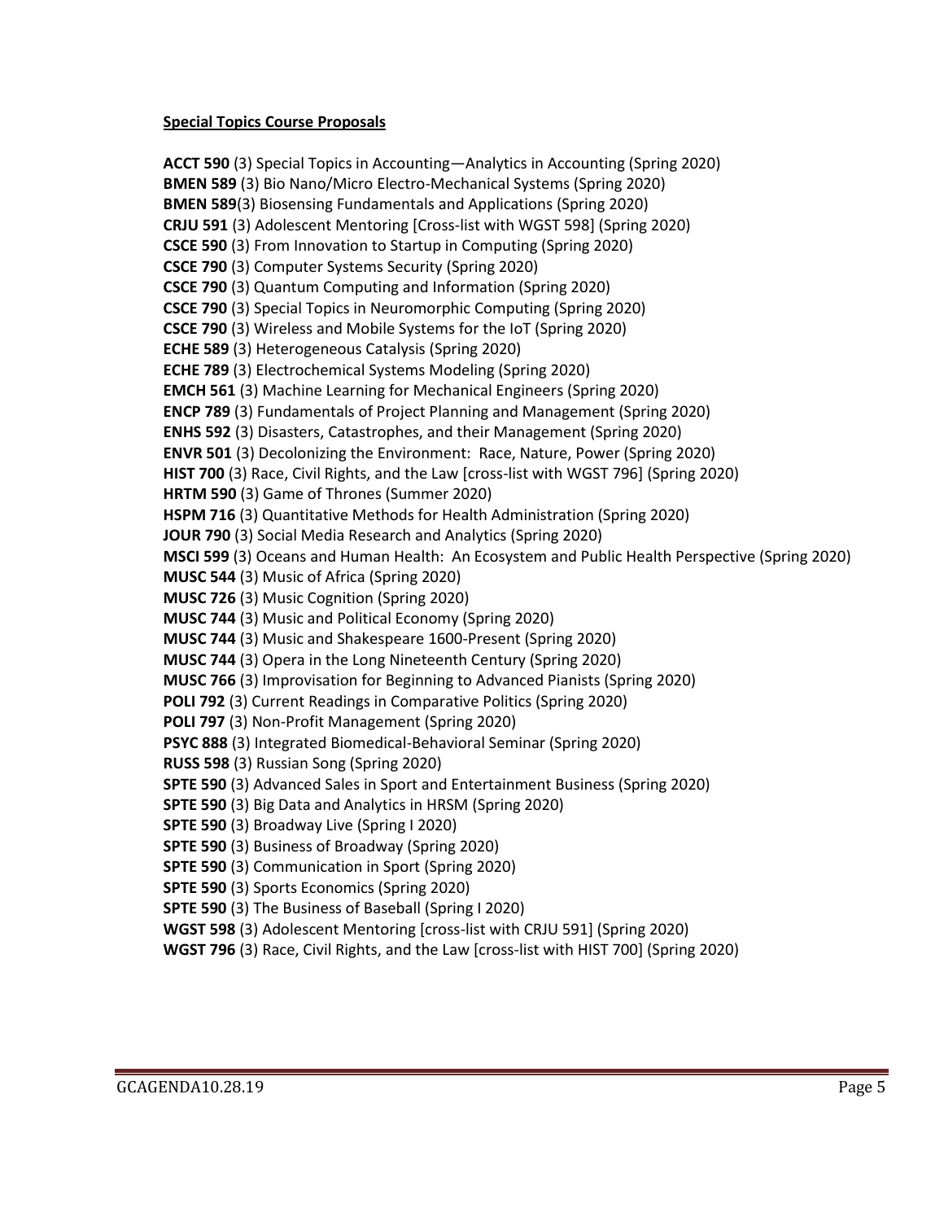**<u>Special Topics Course Proposals</u>**

**ACCT 590** (3) Special Topics in Accounting—Analytics in Accounting (Spring 2020)
**BMEN 589** (3) Bio Nano/Micro Electro-Mechanical Systems (Spring 2020)
**BMEN 589**(3) Biosensing Fundamentals and Applications (Spring 2020)
**CRJU 591** (3) Adolescent Mentoring [Cross-list with WGST 598] (Spring 2020)
**CSCE 590** (3) From Innovation to Startup in Computing (Spring 2020)
**CSCE 790** (3) Computer Systems Security (Spring 2020)
**CSCE 790** (3) Quantum Computing and Information (Spring 2020)
**CSCE 790** (3) Special Topics in Neuromorphic Computing (Spring 2020)
**CSCE 790** (3) Wireless and Mobile Systems for the IoT (Spring 2020)
**ECHE 589** (3) Heterogeneous Catalysis (Spring 2020)
**ECHE 789** (3) Electrochemical Systems Modeling (Spring 2020)
**EMCH 561** (3) Machine Learning for Mechanical Engineers (Spring 2020)
**ENCP 789** (3) Fundamentals of Project Planning and Management (Spring 2020)
**ENHS 592** (3) Disasters, Catastrophes, and their Management (Spring 2020)
**ENVR 501** (3) Decolonizing the Environment: Race, Nature, Power (Spring 2020)
**HIST 700** (3) Race, Civil Rights, and the Law [cross-list with WGST 796] (Spring 2020)
**HRTM 590** (3) Game of Thrones (Summer 2020)
**HSPM 716** (3) Quantitative Methods for Health Administration (Spring 2020)
**JOUR 790** (3) Social Media Research and Analytics (Spring 2020)
**MSCI 599** (3) Oceans and Human Health: An Ecosystem and Public Health Perspective (Spring 2020)
**MUSC 544** (3) Music of Africa (Spring 2020)
**MUSC 726** (3) Music Cognition (Spring 2020)
**MUSC 744** (3) Music and Political Economy (Spring 2020)
**MUSC 744** (3) Music and Shakespeare 1600-Present (Spring 2020)
**MUSC 744** (3) Opera in the Long Nineteenth Century (Spring 2020)
**MUSC 766** (3) Improvisation for Beginning to Advanced Pianists (Spring 2020)
**POLI 792** (3) Current Readings in Comparative Politics (Spring 2020)
**POLI 797** (3) Non-Profit Management (Spring 2020)
**PSYC 888** (3) Integrated Biomedical-Behavioral Seminar (Spring 2020)
**RUSS 598** (3) Russian Song (Spring 2020)
**SPTE 590** (3) Advanced Sales in Sport and Entertainment Business (Spring 2020)
**SPTE 590** (3) Big Data and Analytics in HRSM (Spring 2020)
**SPTE 590** (3) Broadway Live (Spring I 2020)
**SPTE 590** (3) Business of Broadway (Spring 2020)
**SPTE 590** (3) Communication in Sport (Spring 2020)
**SPTE 590** (3) Sports Economics (Spring 2020)
**SPTE 590** (3) The Business of Baseball (Spring I 2020)
**WGST 598** (3) Adolescent Mentoring [cross-list with CRJU 591] (Spring 2020)
**WGST 796** (3) Race, Civil Rights, and the Law [cross-list with HIST 700] (Spring 2020)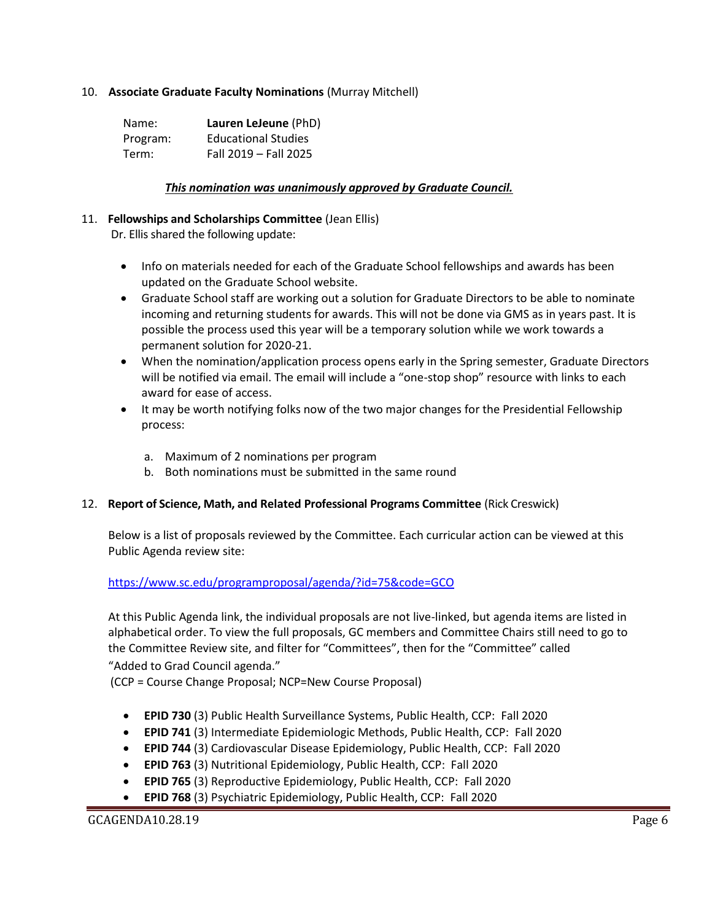10. **Associate Graduate Faculty Nominations** (Murray Mitchell)

| | |
|---|---|
| Name: | **Lauren LeJeune** (PhD) |
| Program: | Educational Studies |
| Term: | Fall 2019 – Fall 2025 |

***This nomination was unanimously approved by Graduate Council.***

11. **Fellowships and Scholarships Committee** (Jean Ellis)

Dr. Ellis shared the following update:

- Info on materials needed for each of the Graduate School fellowships and awards has been updated on the Graduate School website.
- Graduate School staff are working out a solution for Graduate Directors to be able to nominate incoming and returning students for awards. This will not be done via GMS as in years past. It is possible the process used this year will be a temporary solution while we work towards a permanent solution for 2020-21.
- When the nomination/application process opens early in the Spring semester, Graduate Directors will be notified via email. The email will include a "one-stop shop" resource with links to each award for ease of access.
- It may be worth notifying folks now of the two major changes for the Presidential Fellowship process:

    a. Maximum of 2 nominations per program
    b. Both nominations must be submitted in the same round

12. **Report of Science, Math, and Related Professional Programs Committee** (Rick Creswick)

Below is a list of proposals reviewed by the Committee. Each curricular action can be viewed at this Public Agenda review site:

https://www.sc.edu/programproposal/agenda/?id=75&code=GCO

At this Public Agenda link, the individual proposals are not live-linked, but agenda items are listed in alphabetical order. To view the full proposals, GC members and Committee Chairs still need to go to the Committee Review site, and filter for "Committees", then for the "Committee" called "Added to Grad Council agenda."

(CCP = Course Change Proposal; NCP=New Course Proposal)

- **EPID 730** (3) Public Health Surveillance Systems, Public Health, CCP: Fall 2020
- **EPID 741** (3) Intermediate Epidemiologic Methods, Public Health, CCP: Fall 2020
- **EPID 744** (3) Cardiovascular Disease Epidemiology, Public Health, CCP: Fall 2020
- **EPID 763** (3) Nutritional Epidemiology, Public Health, CCP: Fall 2020
- **EPID 765** (3) Reproductive Epidemiology, Public Health, CCP: Fall 2020
- **EPID 768** (3) Psychiatric Epidemiology, Public Health, CCP: Fall 2020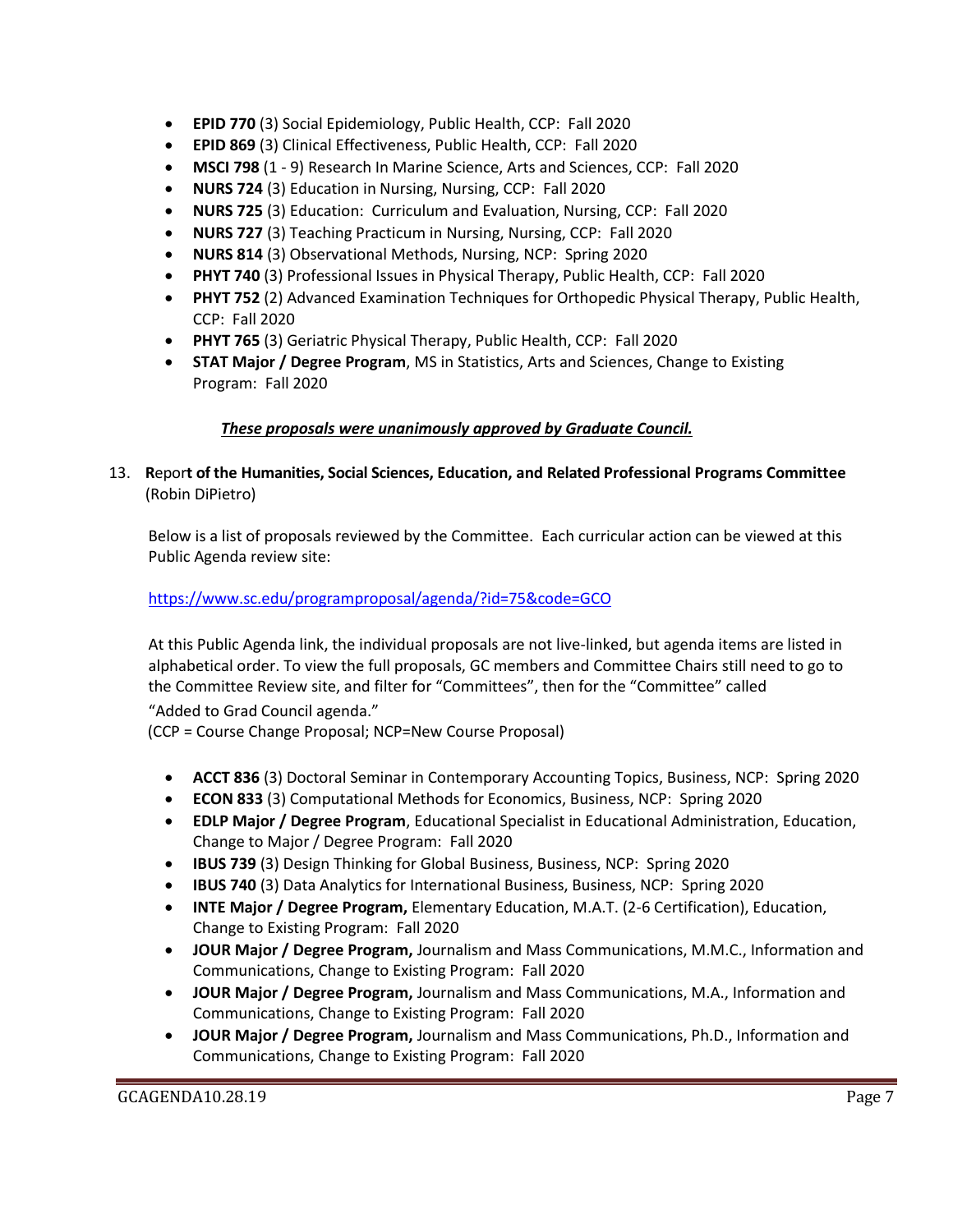- **EPID 770** (3) Social Epidemiology, Public Health, CCP: Fall 2020
- **EPID 869** (3) Clinical Effectiveness, Public Health, CCP: Fall 2020
- **MSCI 798** (1 - 9) Research In Marine Science, Arts and Sciences, CCP: Fall 2020
- **NURS 724** (3) Education in Nursing, Nursing, CCP: Fall 2020
- **NURS 725** (3) Education: Curriculum and Evaluation, Nursing, CCP: Fall 2020
- **NURS 727** (3) Teaching Practicum in Nursing, Nursing, CCP: Fall 2020
- **NURS 814** (3) Observational Methods, Nursing, NCP: Spring 2020
- **PHYT 740** (3) Professional Issues in Physical Therapy, Public Health, CCP: Fall 2020
- **PHYT 752** (2) Advanced Examination Techniques for Orthopedic Physical Therapy, Public Health, CCP: Fall 2020
- **PHYT 765** (3) Geriatric Physical Therapy, Public Health, CCP: Fall 2020
- **STAT Major / Degree Program**, MS in Statistics, Arts and Sciences, Change to Existing Program: Fall 2020

***<u>These proposals were unanimously approved by Graduate Council.</u>***

13. **Report of the Humanities, Social Sciences, Education, and Related Professional Programs Committee** (Robin DiPietro)

Below is a list of proposals reviewed by the Committee. Each curricular action can be viewed at this Public Agenda review site:

https://www.sc.edu/programproposal/agenda/?id=75&code=GCO

At this Public Agenda link, the individual proposals are not live-linked, but agenda items are listed in alphabetical order. To view the full proposals, GC members and Committee Chairs still need to go to the Committee Review site, and filter for "Committees", then for the "Committee" called "Added to Grad Council agenda."

(CCP = Course Change Proposal; NCP=New Course Proposal)

- **ACCT 836** (3) Doctoral Seminar in Contemporary Accounting Topics, Business, NCP: Spring 2020
- **ECON 833** (3) Computational Methods for Economics, Business, NCP: Spring 2020
- **EDLP Major / Degree Program**, Educational Specialist in Educational Administration, Education, Change to Major / Degree Program: Fall 2020
- **IBUS 739** (3) Design Thinking for Global Business, Business, NCP: Spring 2020
- **IBUS 740** (3) Data Analytics for International Business, Business, NCP: Spring 2020
- **INTE Major / Degree Program,** Elementary Education, M.A.T. (2-6 Certification), Education, Change to Existing Program: Fall 2020
- **JOUR Major / Degree Program,** Journalism and Mass Communications, M.M.C., Information and Communications, Change to Existing Program: Fall 2020
- **JOUR Major / Degree Program,** Journalism and Mass Communications, M.A., Information and Communications, Change to Existing Program: Fall 2020
- **JOUR Major / Degree Program,** Journalism and Mass Communications, Ph.D., Information and Communications, Change to Existing Program: Fall 2020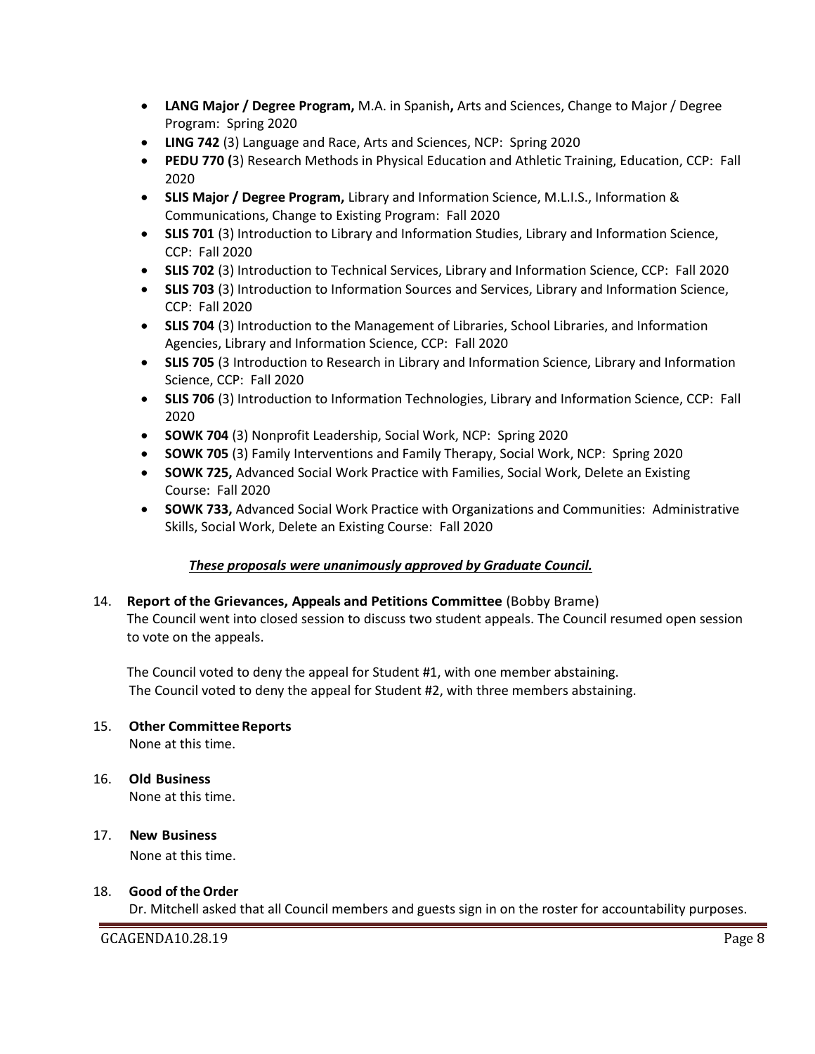- **LANG Major / Degree Program,** M.A. in Spanish**,** Arts and Sciences, Change to Major / Degree Program: Spring 2020
- **LING 742** (3) Language and Race, Arts and Sciences, NCP: Spring 2020
- **PEDU 770 (**3) Research Methods in Physical Education and Athletic Training, Education, CCP: Fall 2020
- **SLIS Major / Degree Program,** Library and Information Science, M.L.I.S., Information & Communications, Change to Existing Program: Fall 2020
- **SLIS 701** (3) Introduction to Library and Information Studies, Library and Information Science, CCP: Fall 2020
- **SLIS 702** (3) Introduction to Technical Services, Library and Information Science, CCP: Fall 2020
- **SLIS 703** (3) Introduction to Information Sources and Services, Library and Information Science, CCP: Fall 2020
- **SLIS 704** (3) Introduction to the Management of Libraries, School Libraries, and Information Agencies, Library and Information Science, CCP: Fall 2020
- **SLIS 705** (3 Introduction to Research in Library and Information Science, Library and Information Science, CCP: Fall 2020
- **SLIS 706** (3) Introduction to Information Technologies, Library and Information Science, CCP: Fall 2020
- **SOWK 704** (3) Nonprofit Leadership, Social Work, NCP: Spring 2020
- **SOWK 705** (3) Family Interventions and Family Therapy, Social Work, NCP: Spring 2020
- **SOWK 725,** Advanced Social Work Practice with Families, Social Work, Delete an Existing Course: Fall 2020
- **SOWK 733,** Advanced Social Work Practice with Organizations and Communities: Administrative Skills, Social Work, Delete an Existing Course: Fall 2020

***These proposals were unanimously approved by Graduate Council.***

14. **Report of the Grievances, Appeals and Petitions Committee** (Bobby Brame)
    The Council went into closed session to discuss two student appeals. The Council resumed open session to vote on the appeals.

    The Council voted to deny the appeal for Student #1, with one member abstaining.
    The Council voted to deny the appeal for Student #2, with three members abstaining.

15. **Other Committee Reports**
    None at this time.

16. **Old Business**
    None at this time.

17. **New Business**
    None at this time.

18. **Good of the Order**
    Dr. Mitchell asked that all Council members and guests sign in on the roster for accountability purposes.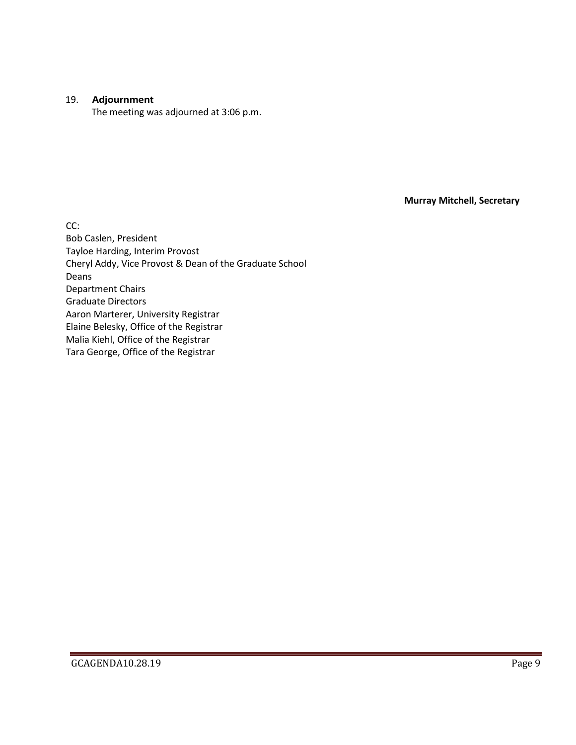19. **Adjournment**

The meeting was adjourned at 3:06 p.m.

**Murray Mitchell, Secretary**

CC:
Bob Caslen, President
Tayloe Harding, Interim Provost
Cheryl Addy, Vice Provost & Dean of the Graduate School
Deans
Department Chairs
Graduate Directors
Aaron Marterer, University Registrar
Elaine Belesky, Office of the Registrar
Malia Kiehl, Office of the Registrar
Tara George, Office of the Registrar